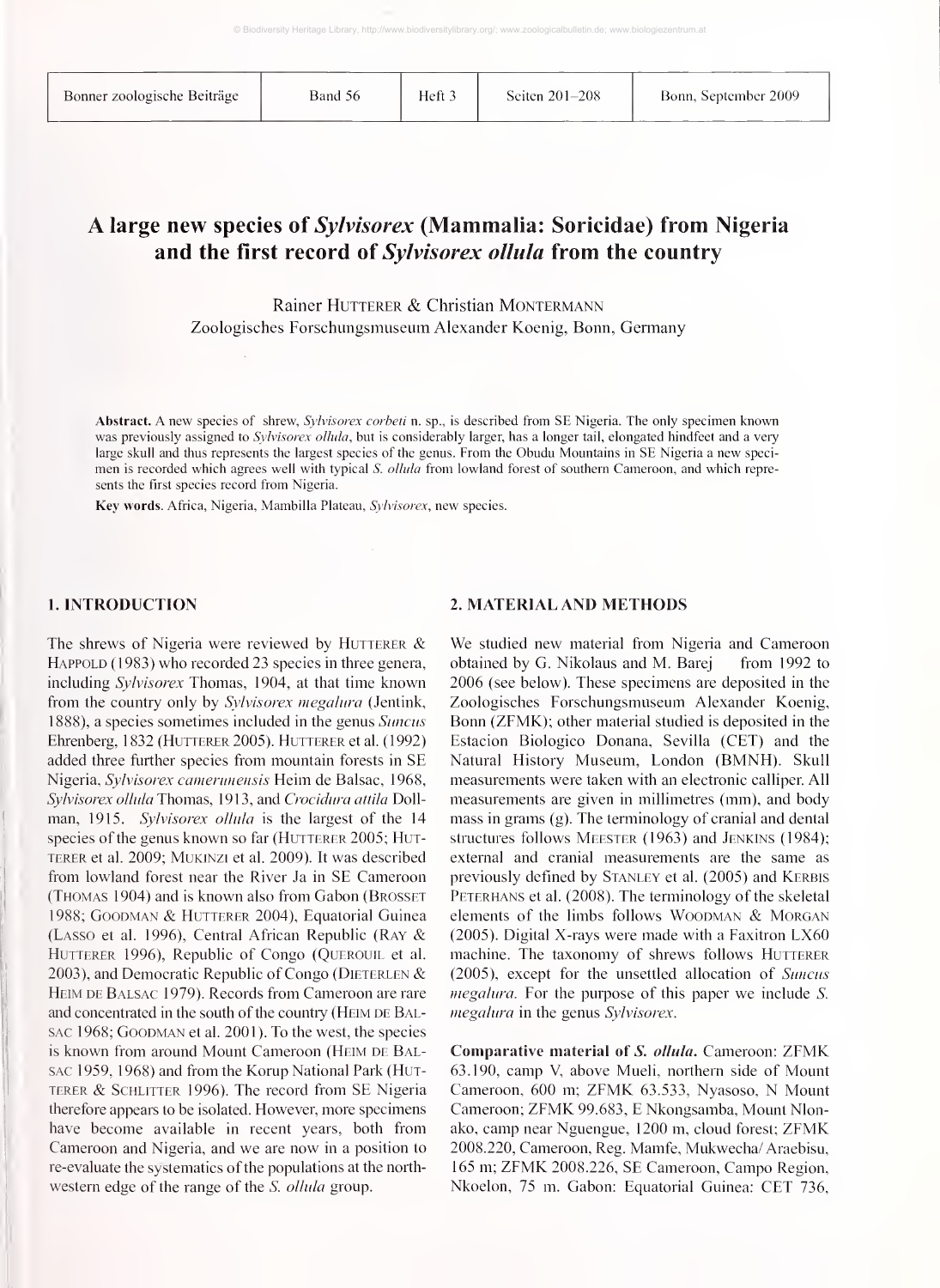# A large new species of *Sylvisorex* (Mammalia: Soricidae) from Nigeria and the first record of *Sylvisorex ollula* from the country

Rainer Hutterer & Christian Montermann
Zoologisches Forschungsmuseum Alexander Koenig, Bonn, Germany

**Abstract.** A new species of shrew, *Sylvisorex corbeti* n. sp., is described from SE Nigeria. The only specimen known was previously assigned to *Sylvisorex ollula*, but is considerably larger, has a longer tail, elongated hindfeet and a very large skull and thus represents the largest species of the genus. From the Obudu Mountains in SE Nigeria a new specimen is recorded which agrees well with typical *S. ollula* from lowland forest of southern Cameroon, and which represents the first species record from Nigeria.

**Key words**. Africa, Nigeria, Mambilla Plateau, *Sylvisorex*, new species.

## 1. INTRODUCTION

The shrews of Nigeria were reviewed by Hutterer & Happold (1983) who recorded 23 species in three genera, including *Sylvisorex* Thomas, 1904, at that time known from the country only by *Sylvisorex megalura* (Jentink, 1888), a species sometimes included in the genus *Suncus* Ehrenberg, 1832 (Hutterer 2005). Hutterer et al. (1992) added three further species from mountain forests in SE Nigeria, *Sylvisorex camerunensis* Heim de Balsac, 1968, *Sylvisorex ollula* Thomas, 1913, and *Crocidura attila* Dollman, 1915. *Sylvisorex ollula* is the largest of the 14 species of the genus known so far (Hutterer 2005; Hutterer et al. 2009; Mukinzi et al. 2009). It was described from lowland forest near the River Ja in SE Cameroon (Thomas 1904) and is known also from Gabon (Brosset 1988; Goodman & Hutterer 2004), Equatorial Guinea (Lasso et al. 1996), Central African Republic (Ray & Hutterer 1996), Republic of Congo (Querouil et al. 2003), and Democratic Republic of Congo (Dieterlen & Heim de Balsac 1979). Records from Cameroon are rare and concentrated in the south of the country (Heim de Balsac 1968; Goodman et al. 2001). To the west, the species is known from around Mount Cameroon (Heim de Balsac 1959, 1968) and from the Korup National Park (Hutterer & Schlitter 1996). The record from SE Nigeria therefore appears to be isolated. However, more specimens have become available in recent years, both from Cameroon and Nigeria, and we are now in a position to re-evaluate the systematics of the populations at the northwestern edge of the range of the *S. ollula* group.

## 2. MATERIAL AND METHODS

We studied new material from Nigeria and Cameroon obtained by G. Nikolaus and M. Barej from 1992 to 2006 (see below). These specimens are deposited in the Zoologisches Forschungsmuseum Alexander Koenig, Bonn (ZFMK); other material studied is deposited in the Estacion Biologico Donana, Sevilla (CET) and the Natural History Museum, London (BMNH). Skull measurements were taken with an electronic calliper. All measurements are given in millimetres (mm), and body mass in grams (g). The terminology of cranial and dental structures follows Meester (1963) and Jenkins (1984); external and cranial measurements are the same as previously defined by Stanley et al. (2005) and Kerbis Peterhans et al. (2008). The terminology of the skeletal elements of the limbs follows Woodman & Morgan (2005). Digital X-rays were made with a Faxitron LX60 machine. The taxonomy of shrews follows Hutterer (2005), except for the unsettled allocation of *Suncus megalura*. For the purpose of this paper we include *S. megalura* in the genus *Sylvisorex*.

**Comparative material of *S. ollula*.** Cameroon: ZFMK 63.190, camp V, above Mueli, northern side of Mount Cameroon, 600 m; ZFMK 63.533, Nyasoso, N Mount Cameroon; ZFMK 99.683, E Nkongsamba, Mount Nlonako, camp near Nguengue, 1200 m, cloud forest; ZFMK 2008.220, Cameroon, Reg. Mamfe, Mukwecha/ Araebisu, 165 m; ZFMK 2008.226, SE Cameroon, Campo Region, Nkoelon, 75 m. Gabon: Equatorial Guinea: CET 736,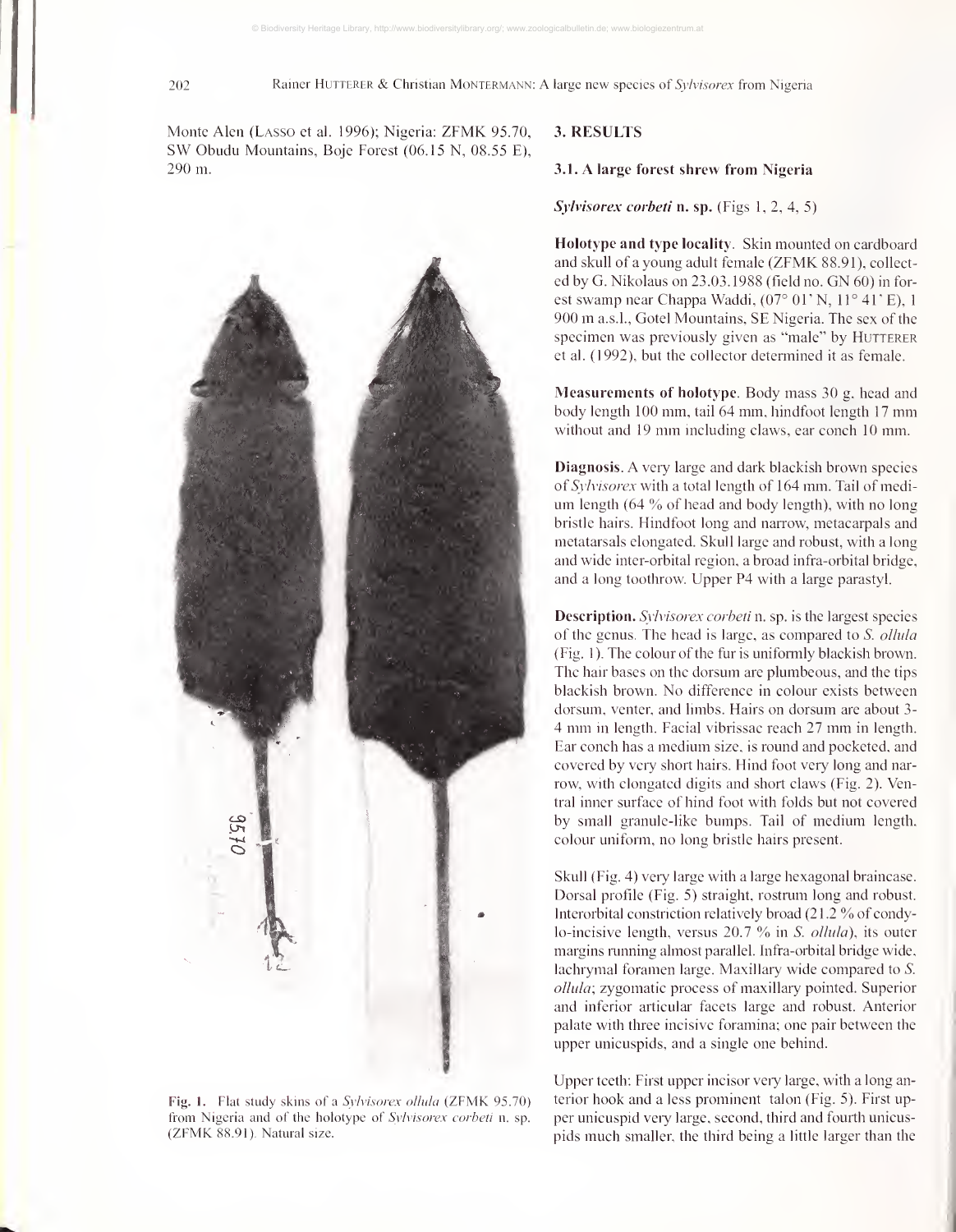Monte Alen (LASSO et al. 1996); Nigeria: ZFMK 95.70, SW Obudu Mountains, Boje Forest (06.15 N, 08.55 E), 290 m.

Fig. 1. Flat study skins of a *Sylvisorex ollula* (ZFMK 95.70) from Nigeria and of the holotype of *Sylvisorex corbeti* n. sp. (ZFMK 88.91). Natural size.

## 3. RESULTS

### 3.1. A large forest shrew from Nigeria

***Sylvisorex corbeti* n. sp.** (Figs 1, 2, 4, 5)

**Holotype and type locality**. Skin mounted on cardboard and skull of a young adult female (ZFMK 88.91), collected by G. Nikolaus on 23.03.1988 (field no. GN 60) in forest swamp near Chappa Waddi, (07° 01' N, 11° 41' E), 1 900 m a.s.l., Gotel Mountains, SE Nigeria. The sex of the specimen was previously given as "male" by HUTTERER et al. (1992), but the collector determined it as female.

**Measurements of holotype**. Body mass 30 g, head and body length 100 mm, tail 64 mm, hindfoot length 17 mm without and 19 mm including claws, ear conch 10 mm.

**Diagnosis**. A very large and dark blackish brown species of *Sylvisorex* with a total length of 164 mm. Tail of medium length (64 % of head and body length), with no long bristle hairs. Hindfoot long and narrow, metacarpals and metatarsals elongated. Skull large and robust, with a long and wide inter-orbital region, a broad infra-orbital bridge, and a long toothrow. Upper P4 with a large parastyl.

**Description.** *Sylvisorex corbeti* n. sp. is the largest species of the genus. The head is large, as compared to *S. ollula* (Fig. 1). The colour of the fur is uniformly blackish brown. The hair bases on the dorsum are plumbeous, and the tips blackish brown. No difference in colour exists between dorsum, venter, and limbs. Hairs on dorsum are about 3-4 mm in length. Facial vibrissae reach 27 mm in length. Ear conch has a medium size, is round and pocketed, and covered by very short hairs. Hind foot very long and narrow, with elongated digits and short claws (Fig. 2). Ventral inner surface of hind foot with folds but not covered by small granule-like bumps. Tail of medium length, colour uniform, no long bristle hairs present.

Skull (Fig. 4) very large with a large hexagonal braincase. Dorsal profile (Fig. 5) straight, rostrum long and robust. Interorbital constriction relatively broad (21.2 % of condylo-incisive length, versus 20.7 % in *S. ollula*), its outer margins running almost parallel. Infra-orbital bridge wide, lachrymal foramen large. Maxillary wide compared to *S. ollula*; zygomatic process of maxillary pointed. Superior and inferior articular facets large and robust. Anterior palate with three incisive foramina; one pair between the upper unicuspids, and a single one behind.

Upper teeth: First upper incisor very large, with a long anterior hook and a less prominent talon (Fig. 5). First upper unicuspid very large, second, third and fourth unicuspids much smaller, the third being a little larger than the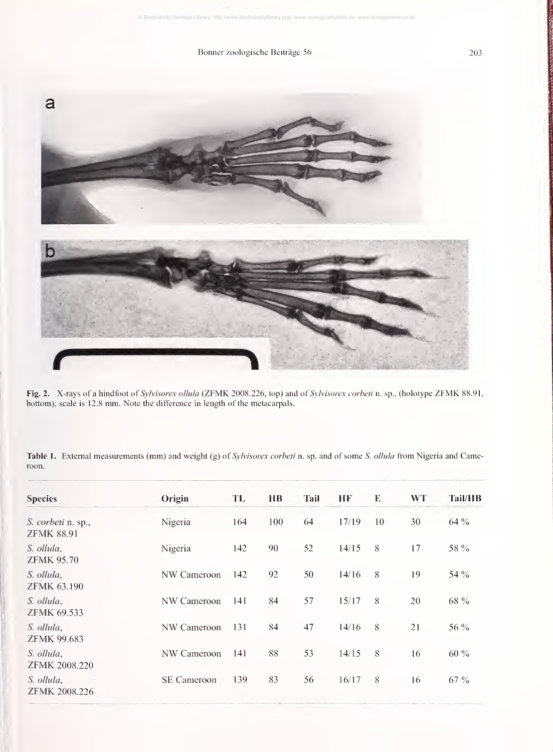**Fig. 2.** X-rays of a hindfoot of *Sylvisorex ollula* (ZFMK 2008.226, top) and of *Sylvisorex corbeti* n. sp., (holotype ZFMK 88.91, bottom); scale is 12.8 mm. Note the difference in length of the metacarpals.

**Table 1.** External measurements (mm) and weight (g) of *Sylvisorex corbeti* n. sp. and of some *S. ollula* from Nigeria and Cameroon.

| Species | Origin | TL | HB | Tail | HF | E | WT | Tail/HB |
|---|---|---|---|---|---|---|---|---|
| *S. corbeti* n. sp., ZFMK 88.91 | Nigeria | 164 | 100 | 64 | 17/19 | 10 | 30 | 64 % |
| *S. ollula*, ZFMK 95.70 | Nigeria | 142 | 90 | 52 | 14/15 | 8 | 17 | 58 % |
| *S. ollula*, ZFMK 63.190 | NW Cameroon | 142 | 92 | 50 | 14/16 | 8 | 19 | 54 % |
| *S. ollula*, ZFMK 69.533 | NW Cameroon | 141 | 84 | 57 | 15/17 | 8 | 20 | 68 % |
| *S. ollula*, ZFMK 99.683 | NW Cameroon | 131 | 84 | 47 | 14/16 | 8 | 21 | 56 % |
| *S. ollula*, ZFMK 2008.220 | NW Cameroon | 141 | 88 | 53 | 14/15 | 8 | 16 | 60 % |
| *S. ollula*, ZFMK 2008.226 | SE Cameroon | 139 | 83 | 56 | 16/17 | 8 | 16 | 67 % |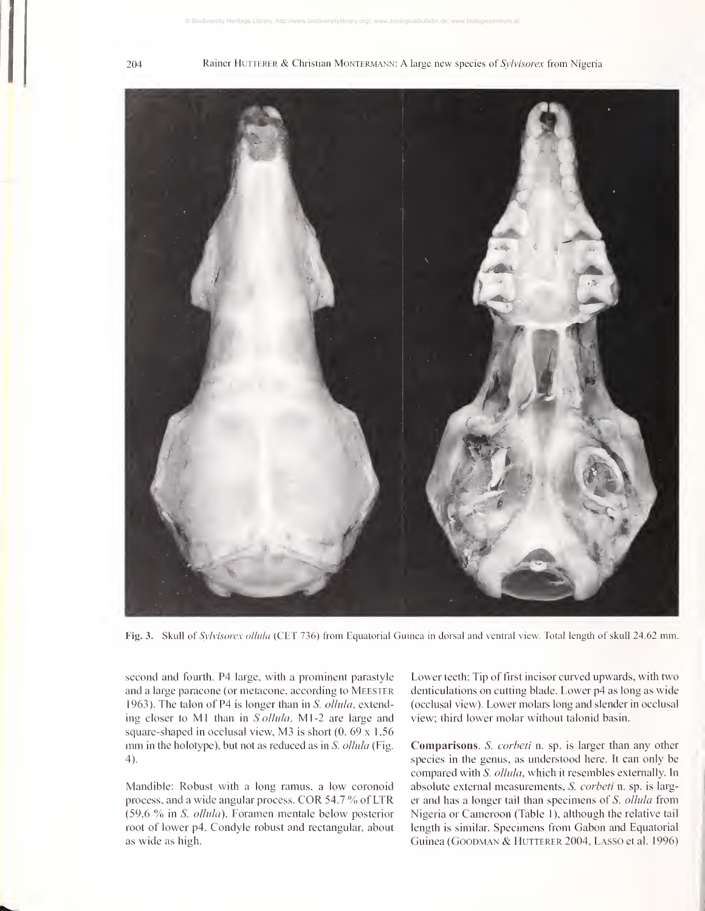Fig. 3. Skull of *Sylvisorex ollula* (CET 736) from Equatorial Guinea in dorsal and ventral view. Total length of skull 24.62 mm.

second and fourth. P4 large, with a prominent parastyle and a large paracone (or metacone, according to MEESTER 1963). The talon of P4 is longer than in *S. ollula*, extending closer to M1 than in *S ollula*. M1-2 are large and square-shaped in occlusal view, M3 is short (0. 69 x 1.56 mm in the holotype), but not as reduced as in *S. ollula* (Fig. 4).

Mandible: Robust with a long ramus, a low coronoid process, and a wide angular process. COR 54.7 % of LTR (59.6 % in *S. ollula*). Foramen mentale below posterior root of lower p4. Condyle robust and rectangular, about as wide as high.

Lower teeth: Tip of first incisor curved upwards, with two denticulations on cutting blade. Lower p4 as long as wide (occlusal view). Lower molars long and slender in occlusal view; third lower molar without talonid basin.

**Comparisons**. *S. corbeti* n. sp. is larger than any other species in the genus, as understood here. It can only be compared with *S. ollula*, which it resembles externally. In absolute external measurements, *S. corbeti* n. sp. is larger and has a longer tail than specimens of *S. ollula* from Nigeria or Cameroon (Table 1), although the relative tail length is similar. Specimens from Gabon and Equatorial Guinea (GOODMAN & HUTTERER 2004, LASSO et al. 1996)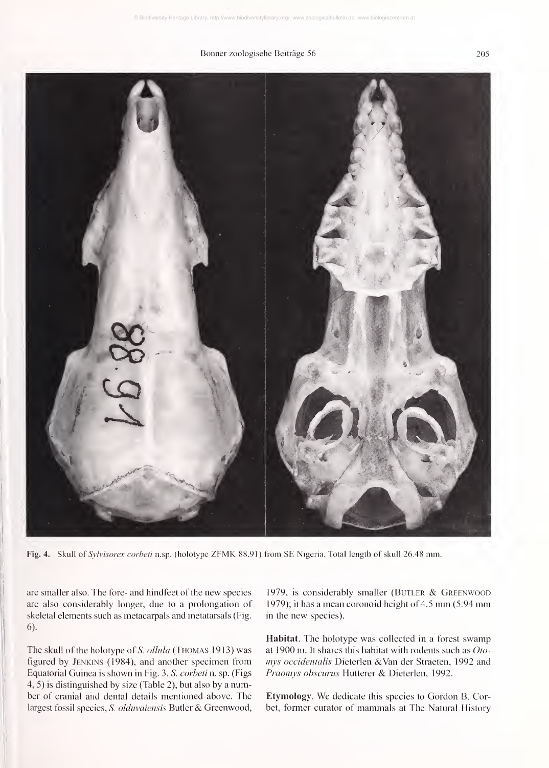**Fig. 4.** Skull of *Sylvisorex corbeti* n.sp. (holotype ZFMK 88.91) from SE Nigeria. Total length of skull 26.48 mm.

are smaller also. The fore- and hindfeet of the new species are also considerably longer, due to a prolongation of skeletal elements such as metacarpals and metatarsals (Fig. 6).

The skull of the holotype of *S. ollula* (THOMAS 1913) was figured by JENKINS (1984), and another specimen from Equatorial Guinea is shown in Fig. 3. *S. corbeti* n. sp. (Figs 4, 5) is distinguished by size (Table 2), but also by a number of cranial and dental details mentioned above. The largest fossil species, *S. olduvaiensis* Butler & Greenwood, 1979, is considerably smaller (BUTLER & GREENWOOD 1979); it has a mean coronoid height of 4.5 mm (5.94 mm in the new species).

**Habitat**. The holotype was collected in a forest swamp at 1900 m. It shares this habitat with rodents such as *Otomys occidentalis* Dieterlen & Van der Straeten, 1992 and *Praomys obscurus* Hutterer & Dieterlen, 1992.

**Etymology**. We dedicate this species to Gordon B. Corbet, former curator of mammals at The Natural History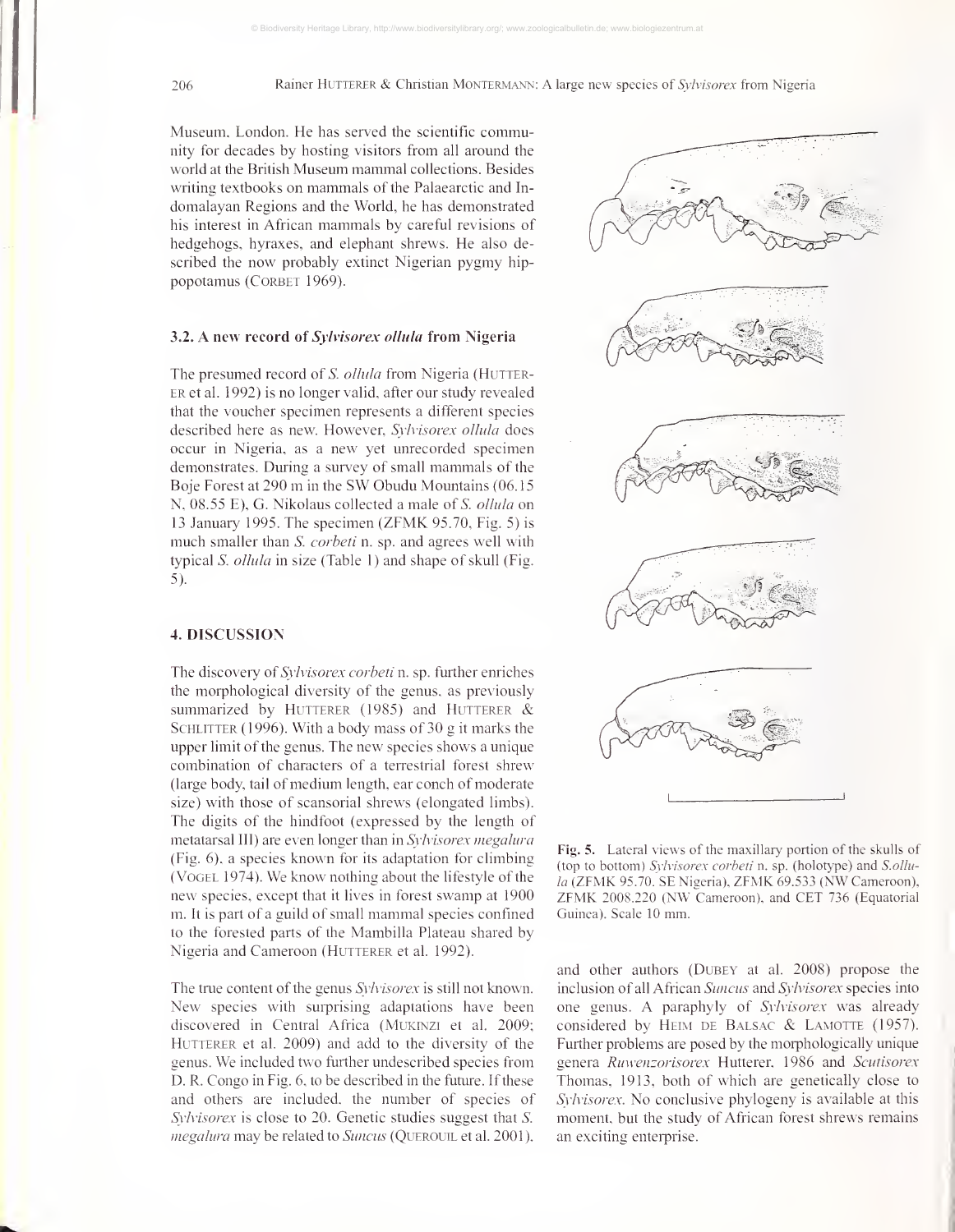Museum, London. He has served the scientific community for decades by hosting visitors from all around the world at the British Museum mammal collections. Besides writing textbooks on mammals of the Palaearctic and Indomalayan Regions and the World, he has demonstrated his interest in African mammals by careful revisions of hedgehogs, hyraxes, and elephant shrews. He also described the now probably extinct Nigerian pygmy hippopotamus (CORBET 1969).

### 3.2. A new record of *Sylvisorex ollula* from Nigeria

The presumed record of *S. ollula* from Nigeria (HUTTERER et al. 1992) is no longer valid, after our study revealed that the voucher specimen represents a different species described here as new. However, *Sylvisorex ollula* does occur in Nigeria, as a new yet unrecorded specimen demonstrates. During a survey of small mammals of the Boje Forest at 290 m in the SW Obudu Mountains (06.15 N, 08.55 E), G. Nikolaus collected a male of *S. ollula* on 13 January 1995. The specimen (ZFMK 95.70, Fig. 5) is much smaller than *S. corbeti* n. sp. and agrees well with typical *S. ollula* in size (Table 1) and shape of skull (Fig. 5).

## 4. DISCUSSION

The discovery of *Sylvisorex corbeti* n. sp. further enriches the morphological diversity of the genus, as previously summarized by HUTTERER (1985) and HUTTERER & SCHLITTER (1996). With a body mass of 30 g it marks the upper limit of the genus. The new species shows a unique combination of characters of a terrestrial forest shrew (large body, tail of medium length, ear conch of moderate size) with those of scansorial shrews (elongated limbs). The digits of the hindfoot (expressed by the length of metatarsal III) are even longer than in *Sylvisorex megalura* (Fig. 6), a species known for its adaptation for climbing (VOGEL 1974). We know nothing about the lifestyle of the new species, except that it lives in forest swamp at 1900 m. It is part of a guild of small mammal species confined to the forested parts of the Mambilla Plateau shared by Nigeria and Cameroon (HUTTERER et al. 1992).

The true content of the genus *Sylvisorex* is still not known. New species with surprising adaptations have been discovered in Central Africa (MUKINZI et al. 2009; HUTTERER et al. 2009) and add to the diversity of the genus. We included two further undescribed species from D. R. Congo in Fig. 6, to be described in the future. If these and others are included, the number of species of *Sylvisorex* is close to 20. Genetic studies suggest that *S. megalura* may be related to *Suncus* (QUEROUIL et al. 2001), and other authors (DUBEY at al. 2008) propose the inclusion of all African *Suncus* and *Sylvisorex* species into one genus. A paraphyly of *Sylvisorex* was already considered by HEIM DE BALSAC & LAMOTTE (1957). Further problems are posed by the morphologically unique genera *Ruwenzorisorex* Hutterer, 1986 and *Scutisorex* Thomas, 1913, both of which are genetically close to *Sylvisorex*. No conclusive phylogeny is available at this moment, but the study of African forest shrews remains an exciting enterprise.

**Fig. 5.** Lateral views of the maxillary portion of the skulls of (top to bottom) *Sylvisorex corbeti* n. sp. (holotype) and *S. ollula* (ZFMK 95.70, SE Nigeria), ZFMK 69.533 (NW Cameroon), ZFMK 2008.220 (NW Cameroon), and CET 736 (Equatorial Guinea). Scale 10 mm.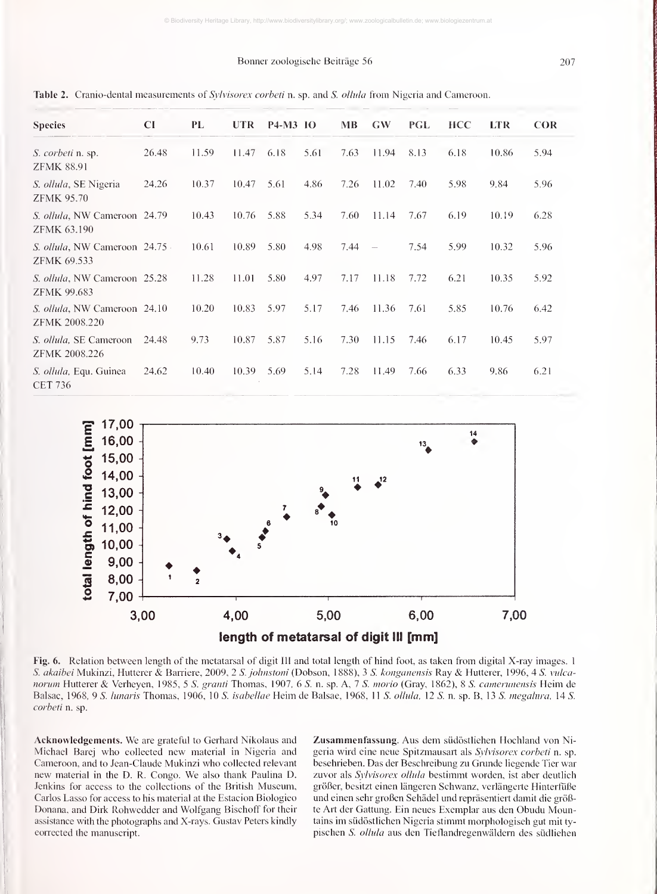**Table 2.** Cranio-dental measurements of *Sylvisorex corbeti* n. sp. and *S. ollula* from Nigeria and Cameroon.

| Species | CI | PL | UTR | P4-M3 | IO | MB | GW | PGL | HCC | LTR | COR |
|---|---|---|---|---|---|---|---|---|---|---|---|
| *S. corbeti* n. sp. ZFMK 88.91 | 26.48 | 11.59 | 11.47 | 6.18 | 5.61 | 7.63 | 11.94 | 8.13 | 6.18 | 10.86 | 5.94 |
| *S. ollula*, SE Nigeria ZFMK 95.70 | 24.26 | 10.37 | 10.47 | 5.61 | 4.86 | 7.26 | 11.02 | 7.40 | 5.98 | 9.84 | 5.96 |
| *S. ollula*, NW Cameroon ZFMK 63.190 | 24.79 | 10.43 | 10.76 | 5.88 | 5.34 | 7.60 | 11.14 | 7.67 | 6.19 | 10.19 | 6.28 |
| *S. ollula*, NW Cameroon ZFMK 69.533 | 24.75 | 10.61 | 10.89 | 5.80 | 4.98 | 7.44 | – | 7.54 | 5.99 | 10.32 | 5.96 |
| *S. ollula*, NW Cameroon ZFMK 99.683 | 25.28 | 11.28 | 11.01 | 5.80 | 4.97 | 7.17 | 11.18 | 7.72 | 6.21 | 10.35 | 5.92 |
| *S. ollula*, NW Cameroon ZFMK 2008.220 | 24.10 | 10.20 | 10.83 | 5.97 | 5.17 | 7.46 | 11.36 | 7.61 | 5.85 | 10.76 | 6.42 |
| *S. ollula*, SE Cameroon ZFMK 2008.226 | 24.48 | 9.73 | 10.87 | 5.87 | 5.16 | 7.30 | 11.15 | 7.46 | 6.17 | 10.45 | 5.97 |
| *S. ollula*, Equ. Guinea CET 736 | 24.62 | 10.40 | 10.39 | 5.69 | 5.14 | 7.28 | 11.49 | 7.66 | 6.33 | 9.86 | 6.21 |

**Fig. 6.** Relation between length of the metatarsal of digit III and total length of hind foot, as taken from digital X-ray images. 1 *S. akaibei* Mukinzi, Hutterer & Barriere, 2009, 2 *S. johnstoni* (Dobson, 1888), 3 *S. konganensis* Ray & Hutterer, 1996, 4 *S. vulcanorum* Hutterer & Verheyen, 1985, 5 *S. granti* Thomas, 1907, 6 *S.* n. sp. A, 7 *S. morio* (Gray, 1862), 8 *S. camerunensis* Heim de Balsac, 1968, 9 *S. lunaris* Thomas, 1906, 10 *S. isabellae* Heim de Balsac, 1968, 11 *S. ollula*, 12 *S.* n. sp. B, 13 *S. megalura*, 14 *S. corbeti* n. sp.

**Acknowledgements.** We are grateful to Gerhard Nikolaus and Michael Barej who collected new material in Nigeria and Cameroon, and to Jean-Claude Mukinzi who collected relevant new material in the D. R. Congo. We also thank Paulina D. Jenkins for access to the collections of the British Museum, Carlos Lasso for access to his material at the Estacion Biologico Donana, and Dirk Rohwedder and Wolfgang Bischoff for their assistance with the photographs and X-rays. Gustav Peters kindly corrected the manuscript.

**Zusammenfassung.** Aus dem südöstlichen Hochland von Nigeria wird eine neue Spitzmausart als *Sylvisorex corbeti* n. sp. beschrieben. Das der Beschreibung zu Grunde liegende Tier war zuvor als *Sylvisorex ollula* bestimmt worden, ist aber deutlich größer, besitzt einen längeren Schwanz, verlängerte Hinterfüße und einen sehr großen Schädel und repräsentiert damit die größte Art der Gattung. Ein neues Exemplar aus den Obudu Mountains im südöstlichen Nigeria stimmt morphologisch gut mit typischen *S. ollula* aus den Tieflandregenwäldern des südlichen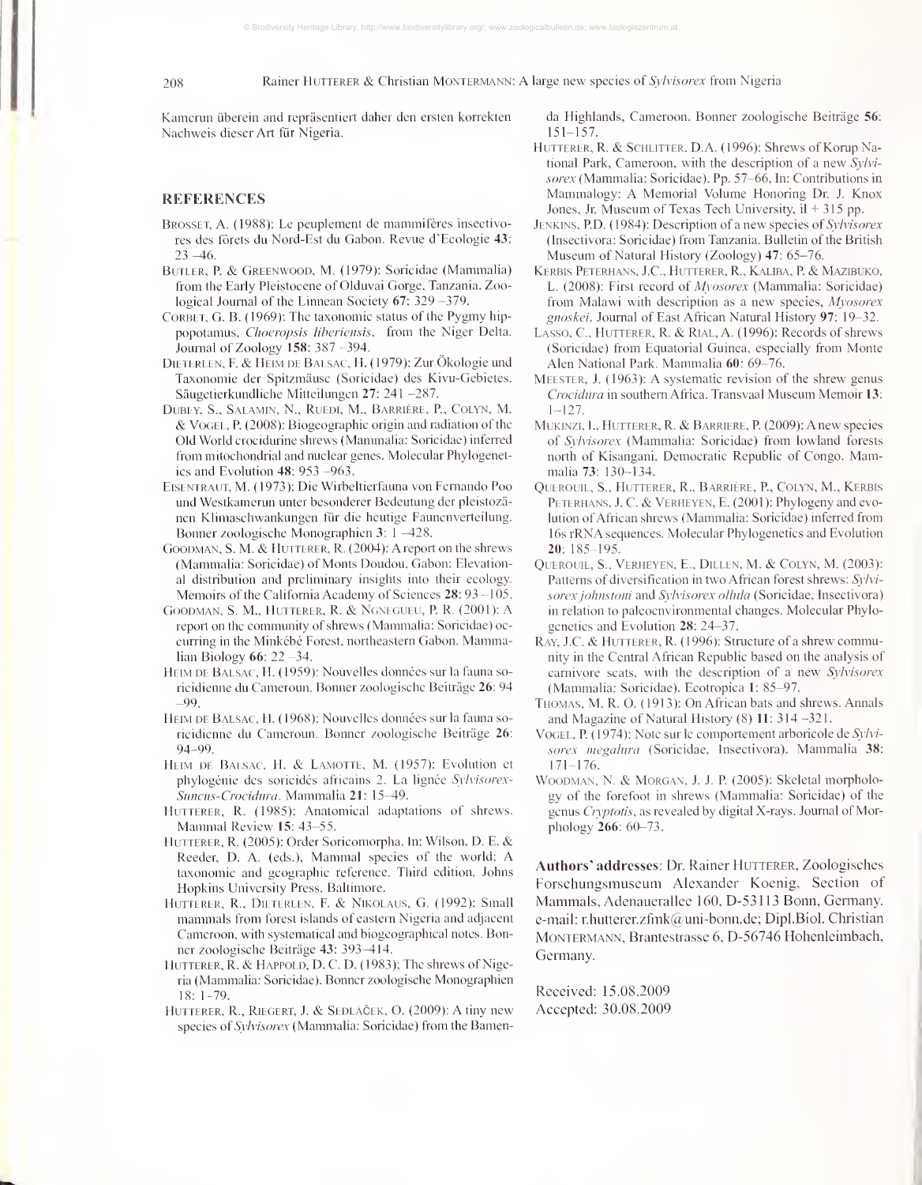Kamerun überein and repräsentiert daher den ersten korrekten Nachweis dieser Art für Nigeria.

## REFERENCES

Brosset, A. (1988): Le peuplement de mammifères insectivores des fôrets du Nord-Est du Gabon. Revue d'Ecologie **43**: 23–46.

Butler, P. & Greenwood, M. (1979): Soricidae (Mammalia) from the Early Pleistocene of Olduvai Gorge, Tanzania. Zoological Journal of the Linnean Society **67**: 329–379.

Corbet, G. B. (1969): The taxonomic status of the Pygmy hippopotamus, *Choeropsis liberiensis*, from the Niger Delta. Journal of Zoology **158**: 387–394.

Dieterlen, F. & Heim de Balsac, H. (1979): Zur Ökologie und Taxonomie der Spitzmäuse (Soricidae) des Kivu-Gebietes. Säugetierkundliche Mitteilungen **27**: 241–287.

Dubey, S., Salamin, N., Ruedi, M., Barrière, P., Colyn, M. & Vogel, P. (2008): Biogeographic origin and radiation of the Old World crocidurine shrews (Mammalia: Soricidae) inferred from mitochondrial and nuclear genes. Molecular Phylogenetics and Evolution **48**: 953–963.

Eisentraut, M. (1973): Die Wirbeltierfauna von Fernando Poo und Westkamerun unter besonderer Bedeutung der pleistozänen Klimaschwankungen für die heutige Faunenverteilung. Bonner zoologische Monographien **3**: 1–428.

Goodman, S. M. & Hutterer, R. (2004): A report on the shrews (Mammalia: Soricidae) of Monts Doudou, Gabon: Elevational distribution and preliminary insights into their ecology. Memoirs of the California Academy of Sciences **28**: 93–105.

Goodman, S. M., Hutterer, R. & Ngnegueu, P. R. (2001): A report on the community of shrews (Mammalia: Soricidae) occurring in the Minkébé Forest, northeastern Gabon. Mammalian Biology **66**: 22–34.

Heim de Balsac, H. (1959): Nouvelles données sur la fauna soricidienne du Cameroun. Bonner zoologische Beiträge **26**: 94–99.

Heim de Balsac, H. (1968): Nouvelles données sur la fauna soricidienne du Cameroun. Bonner zoologische Beiträge **26**: 94–99.

Heim de Balsac, H. & Lamotte, M. (1957): Evolution et phylogénie des soricidés africains 2. La lignée *Sylvisorex-Suncus-Crocidura*. Mammalia **21**: 15–49.

Hutterer, R. (1985): Anatomical adaptations of shrews. Mammal Review **15**: 43–55.

Hutterer, R. (2005): Order Soricomorpha. In: Wilson, D. E. & Reeder, D. A. (eds.), Mammal species of the world: A taxonomic and geographic reference. Third edition. Johns Hopkins University Press, Baltimore.

Hutterer, R., Dieterlen, F. & Nikolaus, G. (1992): Small mammals from forest islands of eastern Nigeria and adjacent Cameroon, with systematical and biogeographical notes. Bonner zoologische Beiträge **43**: 393–414.

Hutterer, R. & Happold, D. C. D. (1983); The shrews of Nigeria (Mammalia: Soricidae). Bonner zoologische Monographien 18: 1–79.

Hutterer, R., Riegert, J. & Sedláček, O. (2009): A tiny new species of *Sylvisorex* (Mammalia: Soricidae) from the Bamenda Highlands, Cameroon. Bonner zoologische Beiträge **56**: 151–157.

Hutterer, R. & Schlitter, D.A. (1996): Shrews of Korup National Park, Cameroon, with the description of a new *Sylvisorex* (Mammalia: Soricidae). Pp. 57–66, In: Contributions in Mammalogy: A Memorial Volume Honoring Dr. J. Knox Jones, Jr. Museum of Texas Tech University, il + 315 pp.

Jenkins, P.D. (1984): Description of a new species of *Sylvisorex* (Insectivora: Soricidae) from Tanzania. Bulletin of the British Museum of Natural History (Zoology) **47**: 65–76.

Kerbis Peterhans, J.C., Hutterer, R., Kaliba, P. & Mazibuko, L. (2008): First record of *Myosorex* (Mammalia: Soricidae) from Malawi with description as a new species, *Myosorex gnoskei*. Journal of East African Natural History **97**: 19–32.

Lasso, C., Hutterer, R. & Rial, A. (1996): Records of shrews (Soricidae) from Equatorial Guinea, especially from Monte Alen National Park. Mammalia **60**: 69–76.

Meester, J. (1963): A systematic revision of the shrew genus *Crocidura* in southern Africa. Transvaal Museum Memoir **13**: 1–127.

Mukinzi, I., Hutterer, R. & Barriere, P. (2009): A new species of *Sylvisorex* (Mammalia: Soricidae) from lowland forests north of Kisangani, Democratic Republic of Congo. Mammalia **73**: 130–134.

Querouil, S., Hutterer, R., Barrière, P., Colyn, M., Kerbis Peterhans, J. C. & Verheyen, E. (2001): Phylogeny and evolution of African shrews (Mammalia: Soricidae) inferred from 16s rRNA sequences. Molecular Phylogenetics and Evolution **20**: 185–195.

Querouil, S., Verheyen, E., Dillen, M. & Colyn, M. (2003): Patterns of diversification in two African forest shrews: *Sylvisorex johnstoni* and *Sylvisorex ollula* (Soricidae, Insectivora) in relation to paleoenvironmental changes. Molecular Phylogenetics and Evolution **28**: 24–37.

Ray, J.C. & Hutterer, R. (1996): Structure of a shrew community in the Central African Republic based on the analysis of carnivore scats, with the description of a new *Sylvisorex* (Mammalia: Soricidae). Ecotropica **1**: 85–97.

Thomas, M. R. O. (1913): On African bats and shrews. Annals and Magazine of Natural History (8) **11**: 314–321.

Vogel, P. (1974): Note sur le comportement arboricole de *Sylvisorex megalura* (Soricidae, Insectivora). Mammalia **38**: 171–176.

Woodman, N. & Morgan, J. J. P. (2005): Skeletal morphology of the forefoot in shrews (Mammalia: Soricidae) of the genus *Cryptotis*, as revealed by digital X-rays. Journal of Morphology **266**: 60–73.

**Authors' addresses**: Dr. Rainer Hutterer, Zoologisches Forschungsmuseum Alexander Koenig, Section of Mammals, Adenauerallee 160, D-53113 Bonn, Germany. e-mail: r.hutterer.zfmk@uni-bonn.de; Dipl.Biol. Christian Montermann, Brantestrasse 6, D-56746 Hohenleimbach, Germany.

Received: 15.08.2009
Accepted: 30.08.2009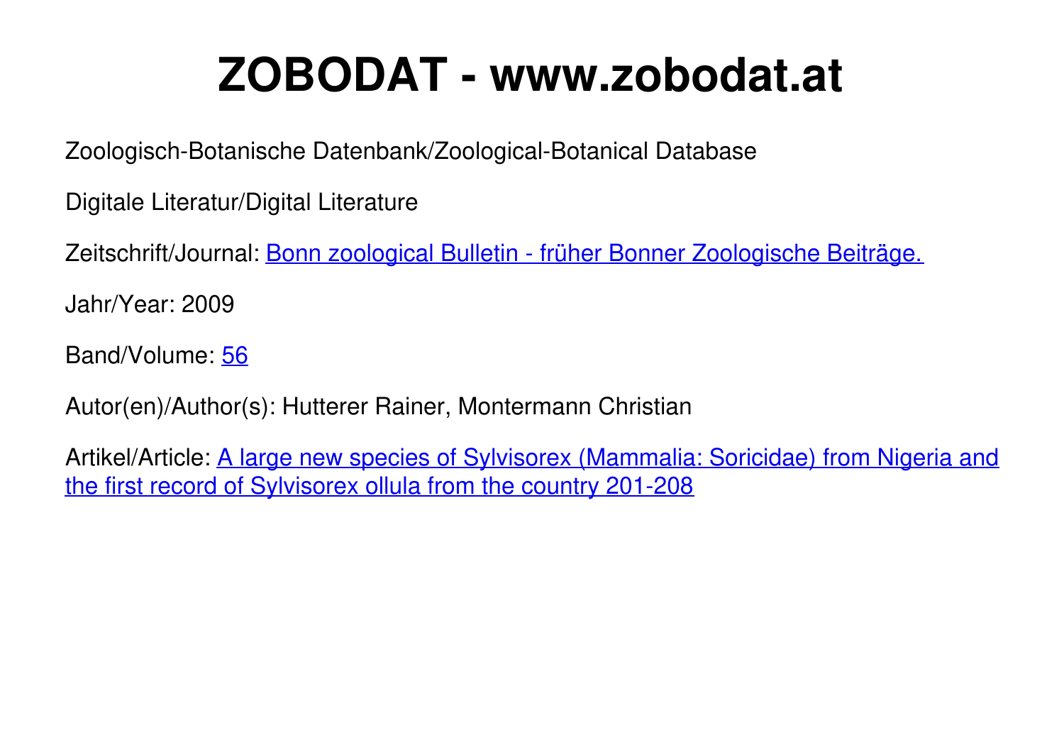# ZOBODAT - www.zobodat.at

Zoologisch-Botanische Datenbank/Zoological-Botanical Database

Digitale Literatur/Digital Literature

Zeitschrift/Journal: Bonn zoological Bulletin - früher Bonner Zoologische Beiträge.

Jahr/Year: 2009

Band/Volume: 56

Autor(en)/Author(s): Hutterer Rainer, Montermann Christian

Artikel/Article: A large new species of Sylvisorex (Mammalia: Soricidae) from Nigeria and the first record of Sylvisorex ollula from the country 201-208